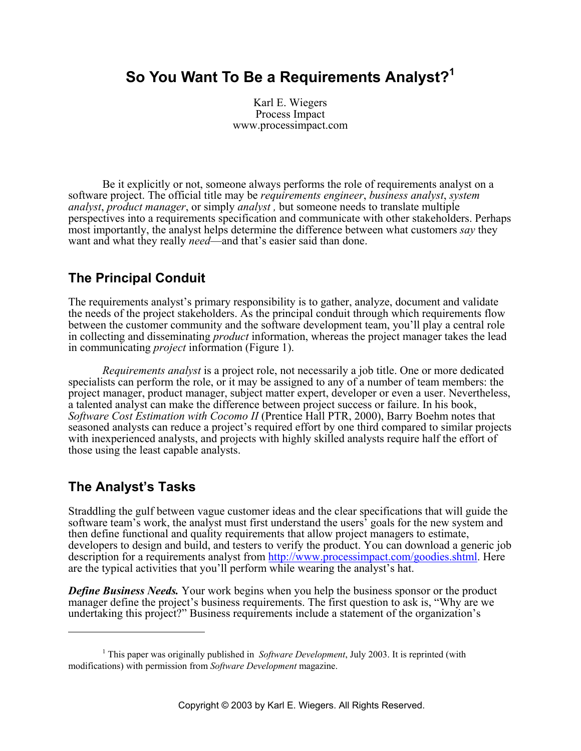# So You Want To Be a Requirements Analyst?[1]

Karl E. Wiegers
Process Impact
www.processimpact.com

Be it explicitly or not, someone always performs the role of requirements analyst on a software project. The official title may be *requirements engineer*, *business analyst*, *system analyst*, *product manager*, or simply *analyst* , but someone needs to translate multiple perspectives into a requirements specification and communicate with other stakeholders. Perhaps most importantly, the analyst helps determine the difference between what customers *say* they want and what they really *need*—and that's easier said than done.

## The Principal Conduit

The requirements analyst's primary responsibility is to gather, analyze, document and validate the needs of the project stakeholders. As the principal conduit through which requirements flow between the customer community and the software development team, you'll play a central role in collecting and disseminating *product* information, whereas the project manager takes the lead in communicating *project* information (Figure 1).

*Requirements analyst* is a project role, not necessarily a job title. One or more dedicated specialists can perform the role, or it may be assigned to any of a number of team members: the project manager, product manager, subject matter expert, developer or even a user. Nevertheless, a talented analyst can make the difference between project success or failure. In his book, *Software Cost Estimation with Cocomo II* (Prentice Hall PTR, 2000), Barry Boehm notes that seasoned analysts can reduce a project's required effort by one third compared to similar projects with inexperienced analysts, and projects with highly skilled analysts require half the effort of those using the least capable analysts.

## The Analyst's Tasks

Straddling the gulf between vague customer ideas and the clear specifications that will guide the software team's work, the analyst must first understand the users' goals for the new system and then define functional and quality requirements that allow project managers to estimate, developers to design and build, and testers to verify the product. You can download a generic job description for a requirements analyst from http://www.processimpact.com/goodies.shtml. Here are the typical activities that you'll perform while wearing the analyst's hat.

***Define Business Needs.*** Your work begins when you help the business sponsor or the product manager define the project's business requirements. The first question to ask is, "Why are we undertaking this project?" Business requirements include a statement of the organization's

---

[1] This paper was originally published in *Software Development*, July 2003. It is reprinted (with modifications) with permission from *Software Development* magazine.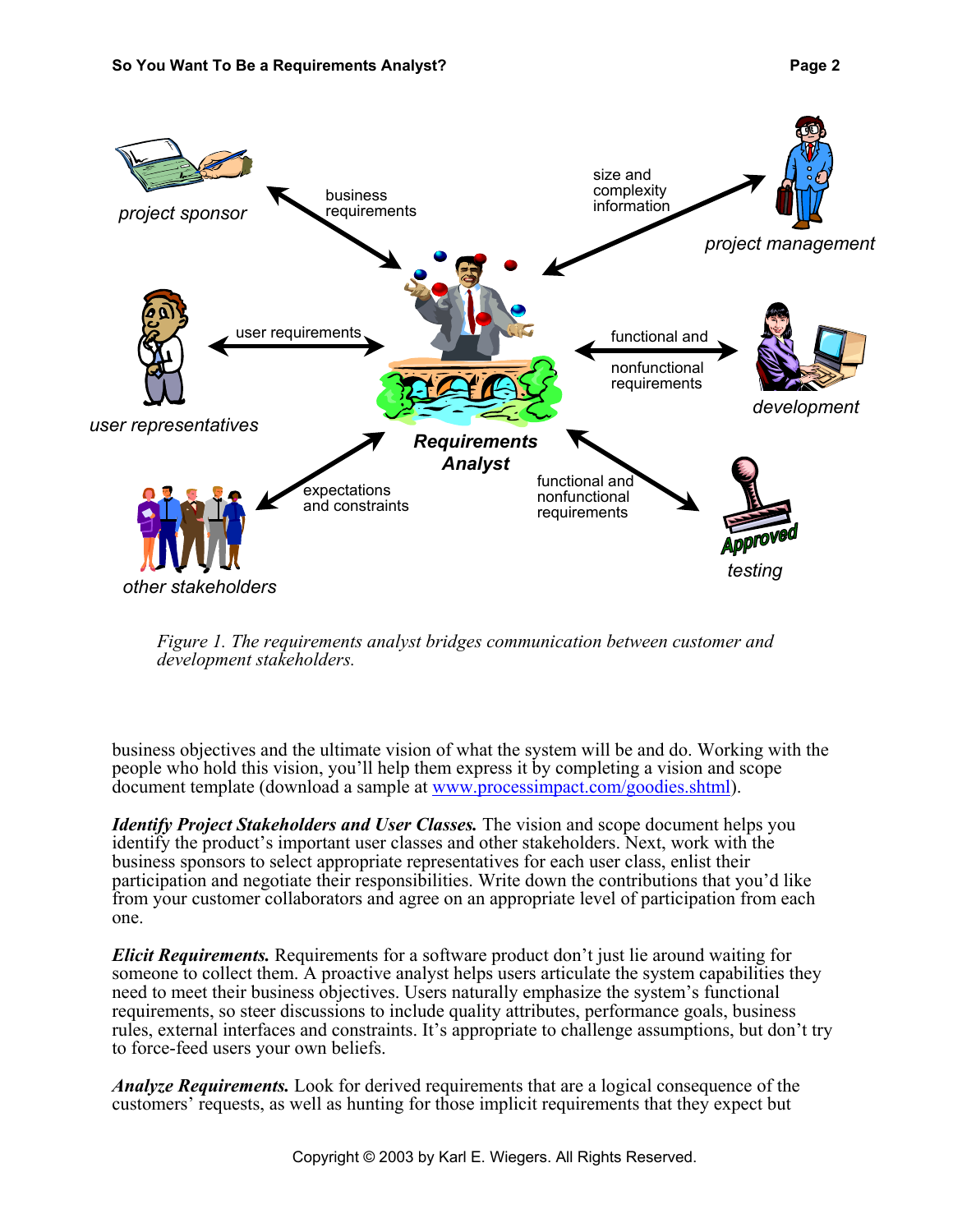*Figure 1. The requirements analyst bridges communication between customer and development stakeholders.*

business objectives and the ultimate vision of what the system will be and do. Working with the people who hold this vision, you'll help them express it by completing a vision and scope document template (download a sample at [www.processimpact.com/goodies.shtml](www.processimpact.com/goodies.shtml)).

***Identify Project Stakeholders and User Classes.*** The vision and scope document helps you identify the product's important user classes and other stakeholders. Next, work with the business sponsors to select appropriate representatives for each user class, enlist their participation and negotiate their responsibilities. Write down the contributions that you'd like from your customer collaborators and agree on an appropriate level of participation from each one.

***Elicit Requirements.*** Requirements for a software product don't just lie around waiting for someone to collect them. A proactive analyst helps users articulate the system capabilities they need to meet their business objectives. Users naturally emphasize the system's functional requirements, so steer discussions to include quality attributes, performance goals, business rules, external interfaces and constraints. It's appropriate to challenge assumptions, but don't try to force-feed users your own beliefs.

***Analyze Requirements.*** Look for derived requirements that are a logical consequence of the customers' requests, as well as hunting for those implicit requirements that they expect but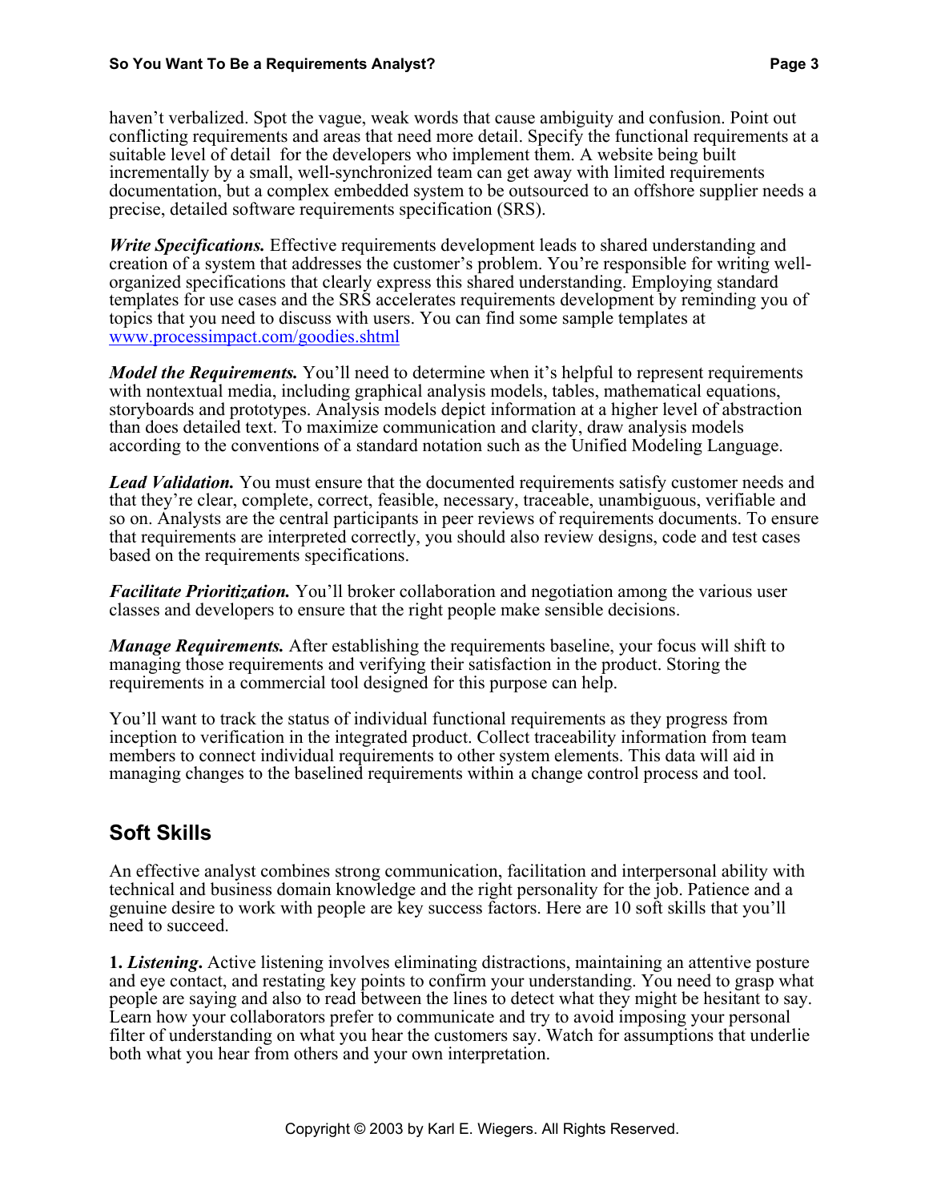haven't verbalized. Spot the vague, weak words that cause ambiguity and confusion. Point out conflicting requirements and areas that need more detail. Specify the functional requirements at a suitable level of detail for the developers who implement them. A website being built incrementally by a small, well-synchronized team can get away with limited requirements documentation, but a complex embedded system to be outsourced to an offshore supplier needs a precise, detailed software requirements specification (SRS).

***Write Specifications.*** Effective requirements development leads to shared understanding and creation of a system that addresses the customer's problem. You're responsible for writing well-organized specifications that clearly express this shared understanding. Employing standard templates for use cases and the SRS accelerates requirements development by reminding you of topics that you need to discuss with users. You can find some sample templates at [www.processimpact.com/goodies.shtml](www.processimpact.com/goodies.shtml)

***Model the Requirements.*** You'll need to determine when it's helpful to represent requirements with nontextual media, including graphical analysis models, tables, mathematical equations, storyboards and prototypes. Analysis models depict information at a higher level of abstraction than does detailed text. To maximize communication and clarity, draw analysis models according to the conventions of a standard notation such as the Unified Modeling Language.

***Lead Validation.*** You must ensure that the documented requirements satisfy customer needs and that they're clear, complete, correct, feasible, necessary, traceable, unambiguous, verifiable and so on. Analysts are the central participants in peer reviews of requirements documents. To ensure that requirements are interpreted correctly, you should also review designs, code and test cases based on the requirements specifications.

***Facilitate Prioritization.*** You'll broker collaboration and negotiation among the various user classes and developers to ensure that the right people make sensible decisions.

***Manage Requirements.*** After establishing the requirements baseline, your focus will shift to managing those requirements and verifying their satisfaction in the product. Storing the requirements in a commercial tool designed for this purpose can help.

You'll want to track the status of individual functional requirements as they progress from inception to verification in the integrated product. Collect traceability information from team members to connect individual requirements to other system elements. This data will aid in managing changes to the baselined requirements within a change control process and tool.

## Soft Skills

An effective analyst combines strong communication, facilitation and interpersonal ability with technical and business domain knowledge and the right personality for the job. Patience and a genuine desire to work with people are key success factors. Here are 10 soft skills that you'll need to succeed.

**1. *Listening*.** Active listening involves eliminating distractions, maintaining an attentive posture and eye contact, and restating key points to confirm your understanding. You need to grasp what people are saying and also to read between the lines to detect what they might be hesitant to say. Learn how your collaborators prefer to communicate and try to avoid imposing your personal filter of understanding on what you hear the customers say. Watch for assumptions that underlie both what you hear from others and your own interpretation.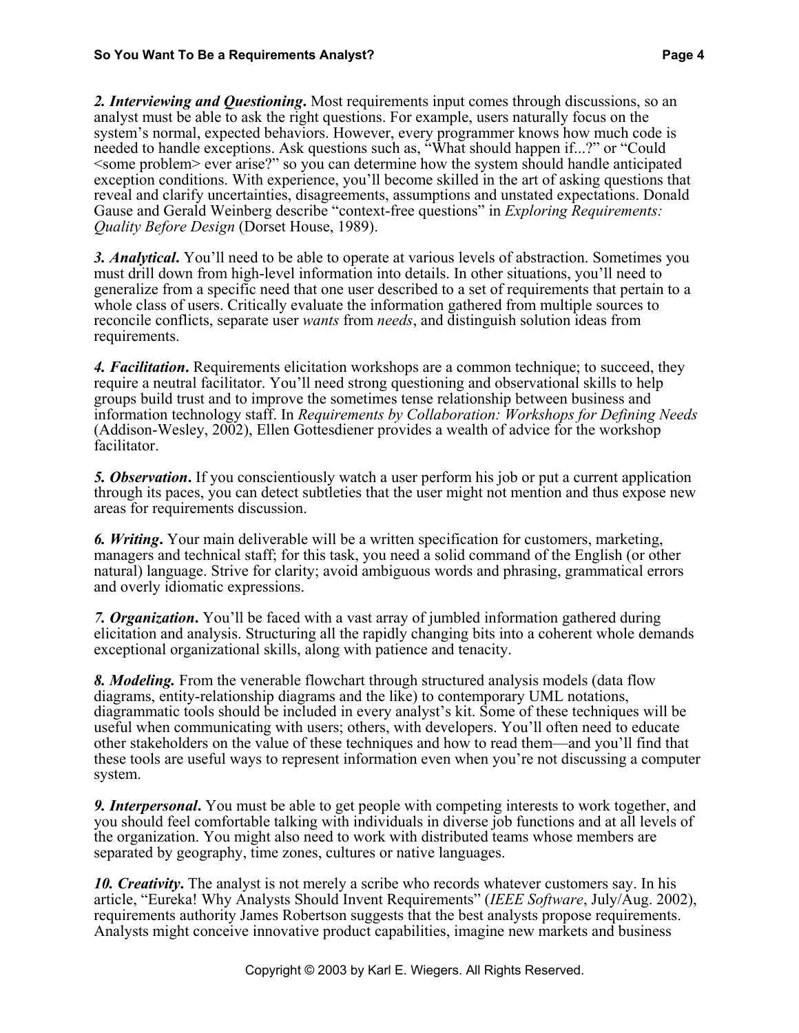***2. Interviewing and Questioning*.** Most requirements input comes through discussions, so an analyst must be able to ask the right questions. For example, users naturally focus on the system's normal, expected behaviors. However, every programmer knows how much code is needed to handle exceptions. Ask questions such as, "What should happen if...?" or "Could <some problem> ever arise?" so you can determine how the system should handle anticipated exception conditions. With experience, you'll become skilled in the art of asking questions that reveal and clarify uncertainties, disagreements, assumptions and unstated expectations. Donald Gause and Gerald Weinberg describe "context-free questions" in *Exploring Requirements: Quality Before Design* (Dorset House, 1989).

***3. Analytical*.** You'll need to be able to operate at various levels of abstraction. Sometimes you must drill down from high-level information into details. In other situations, you'll need to generalize from a specific need that one user described to a set of requirements that pertain to a whole class of users. Critically evaluate the information gathered from multiple sources to reconcile conflicts, separate user *wants* from *needs*, and distinguish solution ideas from requirements.

***4. Facilitation*.** Requirements elicitation workshops are a common technique; to succeed, they require a neutral facilitator. You'll need strong questioning and observational skills to help groups build trust and to improve the sometimes tense relationship between business and information technology staff. In *Requirements by Collaboration: Workshops for Defining Needs* (Addison-Wesley, 2002), Ellen Gottesdiener provides a wealth of advice for the workshop facilitator.

***5. Observation*.** If you conscientiously watch a user perform his job or put a current application through its paces, you can detect subtleties that the user might not mention and thus expose new areas for requirements discussion.

***6. Writing*.** Your main deliverable will be a written specification for customers, marketing, managers and technical staff; for this task, you need a solid command of the English (or other natural) language. Strive for clarity; avoid ambiguous words and phrasing, grammatical errors and overly idiomatic expressions.

***7. Organization*.** You'll be faced with a vast array of jumbled information gathered during elicitation and analysis. Structuring all the rapidly changing bits into a coherent whole demands exceptional organizational skills, along with patience and tenacity.

***8. Modeling.*** From the venerable flowchart through structured analysis models (data flow diagrams, entity-relationship diagrams and the like) to contemporary UML notations, diagrammatic tools should be included in every analyst's kit. Some of these techniques will be useful when communicating with users; others, with developers. You'll often need to educate other stakeholders on the value of these techniques and how to read them—and you'll find that these tools are useful ways to represent information even when you're not discussing a computer system.

***9. Interpersonal*.** You must be able to get people with competing interests to work together, and you should feel comfortable talking with individuals in diverse job functions and at all levels of the organization. You might also need to work with distributed teams whose members are separated by geography, time zones, cultures or native languages.

***10. Creativity*.** The analyst is not merely a scribe who records whatever customers say. In his article, "Eureka! Why Analysts Should Invent Requirements" (*IEEE Software*, July/Aug. 2002), requirements authority James Robertson suggests that the best analysts propose requirements. Analysts might conceive innovative product capabilities, imagine new markets and business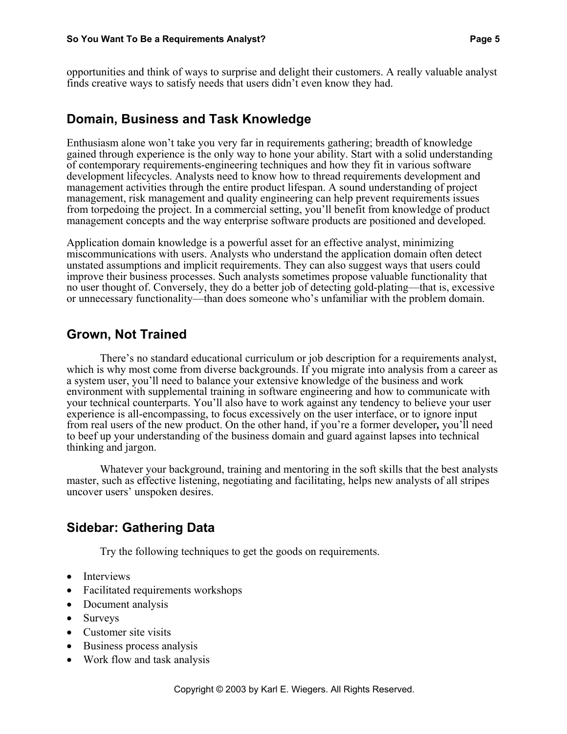opportunities and think of ways to surprise and delight their customers. A really valuable analyst finds creative ways to satisfy needs that users didn't even know they had.

## Domain, Business and Task Knowledge

Enthusiasm alone won't take you very far in requirements gathering; breadth of knowledge gained through experience is the only way to hone your ability. Start with a solid understanding of contemporary requirements-engineering techniques and how they fit in various software development lifecycles. Analysts need to know how to thread requirements development and management activities through the entire product lifespan. A sound understanding of project management, risk management and quality engineering can help prevent requirements issues from torpedoing the project. In a commercial setting, you'll benefit from knowledge of product management concepts and the way enterprise software products are positioned and developed.

Application domain knowledge is a powerful asset for an effective analyst, minimizing miscommunications with users. Analysts who understand the application domain often detect unstated assumptions and implicit requirements. They can also suggest ways that users could improve their business processes. Such analysts sometimes propose valuable functionality that no user thought of. Conversely, they do a better job of detecting gold-plating—that is, excessive or unnecessary functionality—than does someone who's unfamiliar with the problem domain.

## Grown, Not Trained

There's no standard educational curriculum or job description for a requirements analyst, which is why most come from diverse backgrounds. If you migrate into analysis from a career as a system user, you'll need to balance your extensive knowledge of the business and work environment with supplemental training in software engineering and how to communicate with your technical counterparts. You'll also have to work against any tendency to believe your user experience is all-encompassing, to focus excessively on the user interface, or to ignore input from real users of the new product. On the other hand, if you're a former developer**,** you'll need to beef up your understanding of the business domain and guard against lapses into technical thinking and jargon.

Whatever your background, training and mentoring in the soft skills that the best analysts master, such as effective listening, negotiating and facilitating, helps new analysts of all stripes uncover users' unspoken desires.

## Sidebar: Gathering Data

Try the following techniques to get the goods on requirements.

- Interviews
- Facilitated requirements workshops
- Document analysis
- Surveys
- Customer site visits
- Business process analysis
- Work flow and task analysis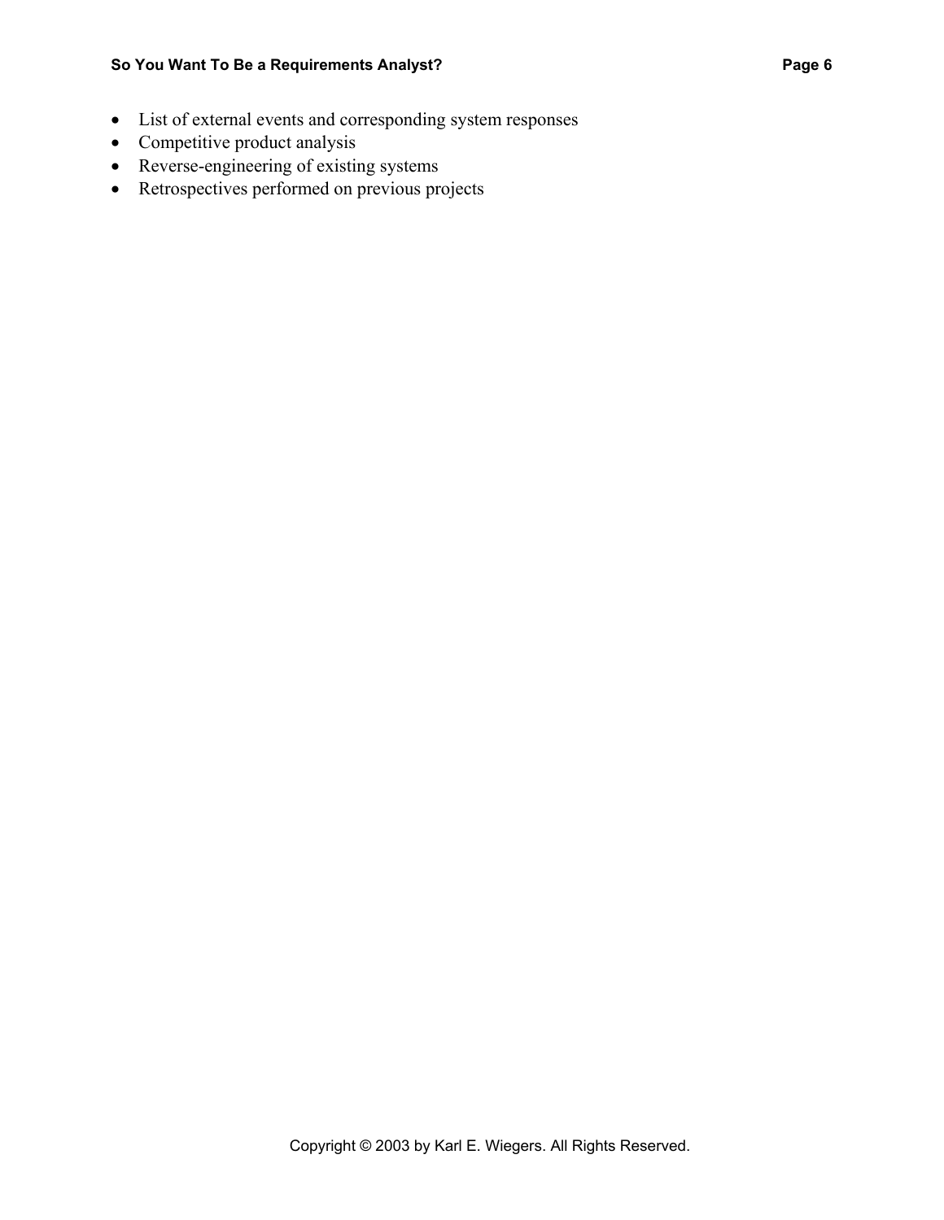- List of external events and corresponding system responses
- Competitive product analysis
- Reverse-engineering of existing systems
- Retrospectives performed on previous projects